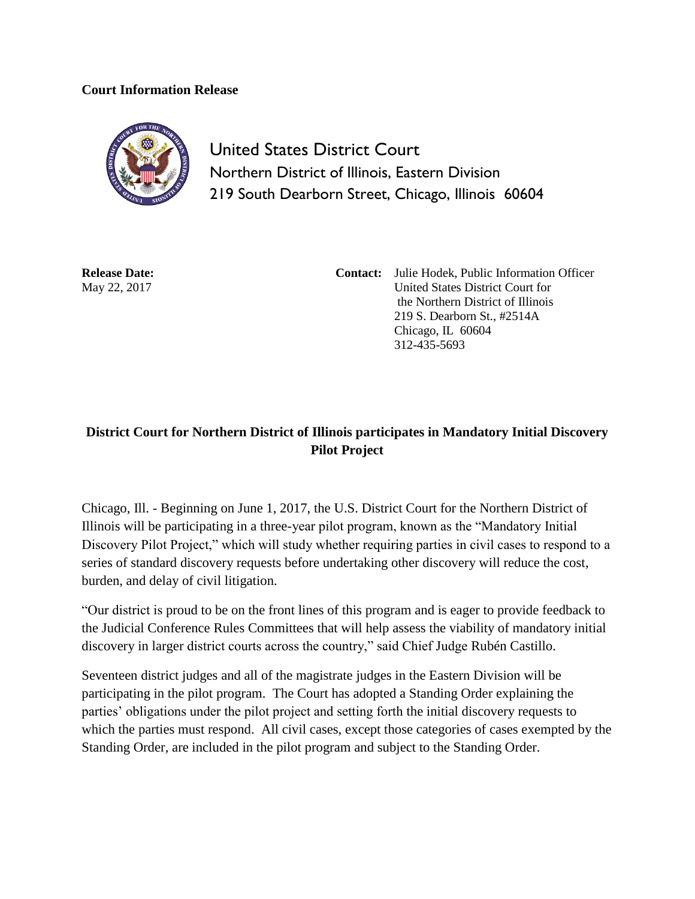**Court Information Release**

United States District Court
Northern District of Illinois, Eastern Division
219 South Dearborn Street, Chicago, Illinois 60604

**Release Date:**
May 22, 2017

**Contact:** Julie Hodek, Public Information Officer
United States District Court for
the Northern District of Illinois
219 S. Dearborn St., #2514A
Chicago, IL 60604
312-435-5693

## District Court for Northern District of Illinois participates in Mandatory Initial Discovery Pilot Project

Chicago, Ill. - Beginning on June 1, 2017, the U.S. District Court for the Northern District of Illinois will be participating in a three-year pilot program, known as the "Mandatory Initial Discovery Pilot Project," which will study whether requiring parties in civil cases to respond to a series of standard discovery requests before undertaking other discovery will reduce the cost, burden, and delay of civil litigation.

"Our district is proud to be on the front lines of this program and is eager to provide feedback to the Judicial Conference Rules Committees that will help assess the viability of mandatory initial discovery in larger district courts across the country," said Chief Judge Rubén Castillo.

Seventeen district judges and all of the magistrate judges in the Eastern Division will be participating in the pilot program. The Court has adopted a Standing Order explaining the parties' obligations under the pilot project and setting forth the initial discovery requests to which the parties must respond. All civil cases, except those categories of cases exempted by the Standing Order, are included in the pilot program and subject to the Standing Order.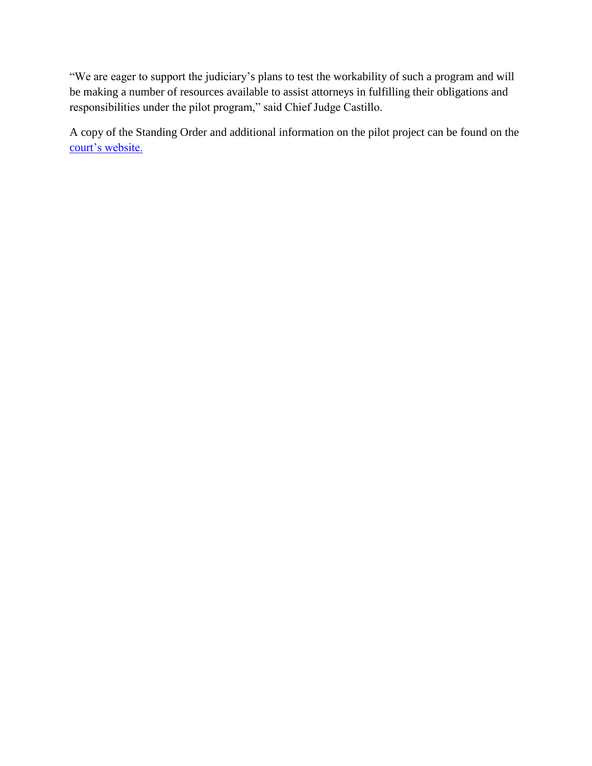"We are eager to support the judiciary's plans to test the workability of such a program and will be making a number of resources available to assist attorneys in fulfilling their obligations and responsibilities under the pilot program," said Chief Judge Castillo.

A copy of the Standing Order and additional information on the pilot project can be found on the court's website.